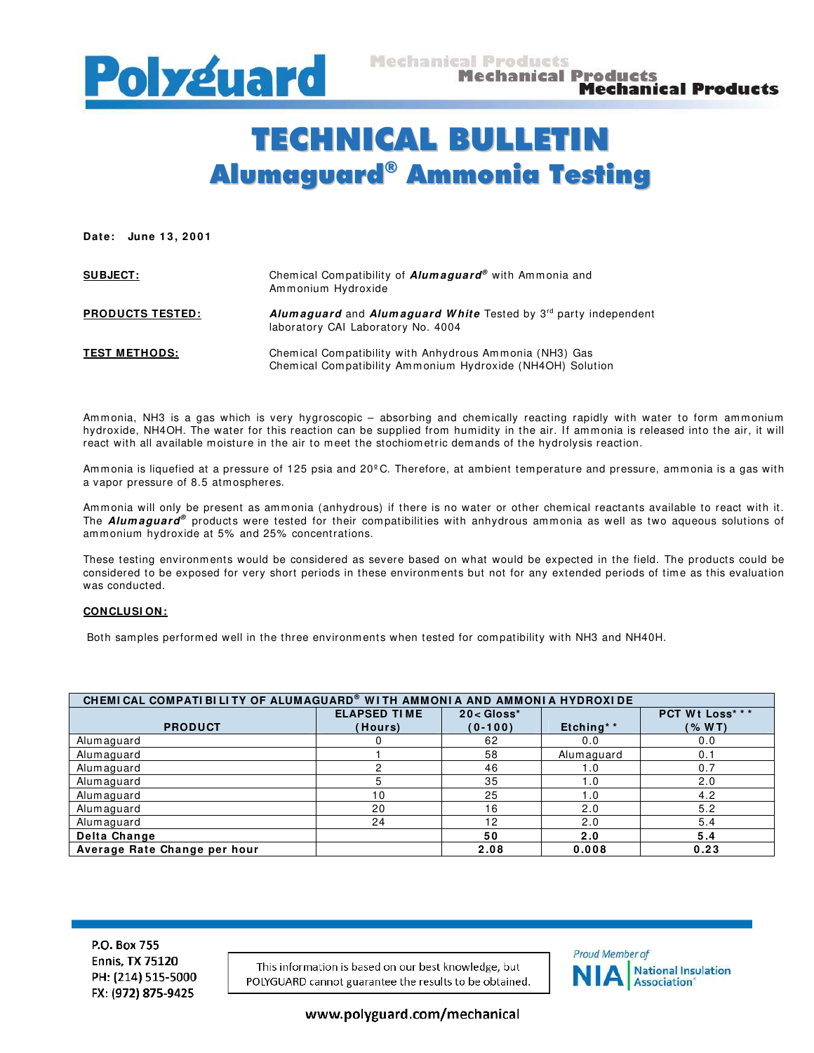# Polyguard

Mechanical Products

# TECHNICAL BULLETIN

## Alumaguard® Ammonia Testing

**Date: June 13, 2001**

**SUBJECT:** Chemical Compatibility of ***Alumaguard®*** with Ammonia and Ammonium Hydroxide

**PRODUCTS TESTED:** ***Alumaguard*** and ***Alumaguard White*** Tested by 3rd party independent laboratory CAI Laboratory No. 4004

**TEST METHODS:** Chemical Compatibility with Anhydrous Ammonia ($NH_3$) Gas
Chemical Compatibility Ammonium Hydroxide ($NH_4OH$) Solution

Ammonia, $NH_3$ is a gas which is very hygroscopic – absorbing and chemically reacting rapidly with water to form ammonium hydroxide, $NH_4OH$. The water for this reaction can be supplied from humidity in the air. If ammonia is released into the air, it will react with all available moisture in the air to meet the stochiometric demands of the hydrolysis reaction.

Ammonia is liquefied at a pressure of 125 psia and 20ºC. Therefore, at ambient temperature and pressure, ammonia is a gas with a vapor pressure of 8.5 atmospheres.

Ammonia will only be present as ammonia (anhydrous) if there is no water or other chemical reactants available to react with it. The ***Alumaguard®*** products were tested for their compatibilities with anhydrous ammonia as well as two aqueous solutions of ammonium hydroxide at 5% and 25% concentrations.

These testing environments would be considered as severe based on what would be expected in the field. The products could be considered to be exposed for very short periods in these environments but not for any extended periods of time as this evaluation was conducted.

**CONCLUSION:**

Both samples performed well in the three environments when tested for compatibility with $NH_3$ and $NH_4OH$.

**CHEMICAL COMPATIBILITY OF ALUMAGUARD® WITH AMMONIA AND AMMONIA HYDROXIDE**

| PRODUCT | ELAPSED TIME (Hours) | 20< Gloss* (0-100) | Etching** | PCT Wt Loss*** (% WT) |
|---|---|---|---|---|
| Alumaguard | 0 | 62 | 0.0 | 0.0 |
| Alumaguard | 1 | 58 | Alumaguard | 0.1 |
| Alumaguard | 2 | 46 | 1.0 | 0.7 |
| Alumaguard | 5 | 35 | 1.0 | 2.0 |
| Alumaguard | 10 | 25 | 1.0 | 4.2 |
| Alumaguard | 20 | 16 | 2.0 | 5.2 |
| Alumaguard | 24 | 12 | 2.0 | 5.4 |
| **Delta Change** | | **50** | **2.0** | **5.4** |
| **Average Rate Change per hour** | | **2.08** | **0.008** | **0.23** |

P.O. Box 755
Ennis, TX 75120
PH: (214) 515-5000
FX: (972) 875-9425

This information is based on our best knowledge, but POLYGUARD cannot guarantee the results to be obtained.

Proud Member of NIA National Insulation Association

www.polyguard.com/mechanical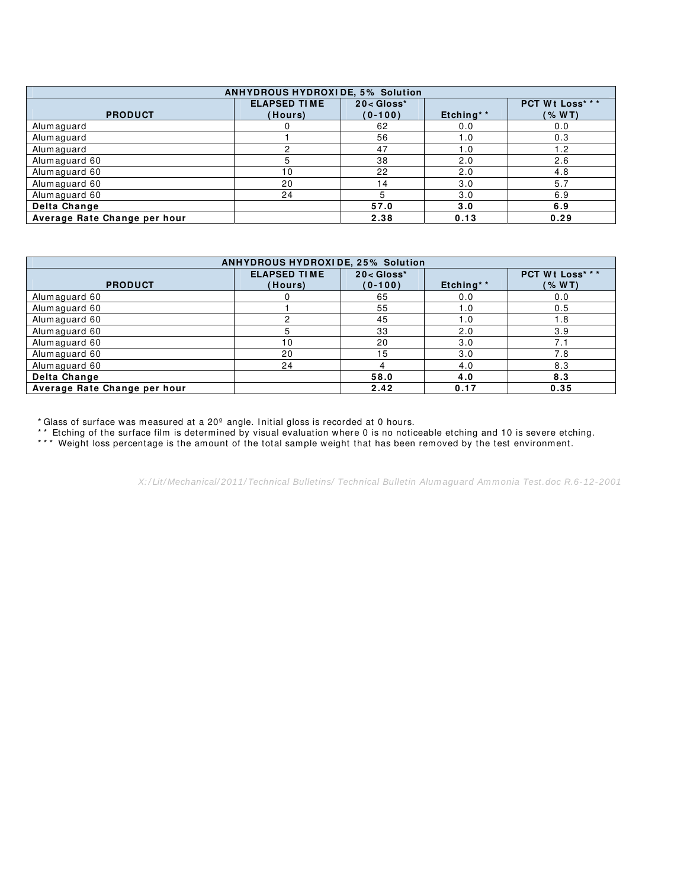| ANHYDROUS HYDROXIDE, 5% Solution | | | | |
|---|---|---|---|---|
| **PRODUCT** | **ELAPSED TIME (Hours)** | **20<Gloss* (0-100)** | **Etching**** | **PCT Wt Loss*** (% WT)** |
| Alumaguard | 0 | 62 | 0.0 | 0.0 |
| Alumaguard | 1 | 56 | 1.0 | 0.3 |
| Alumaguard | 2 | 47 | 1.0 | 1.2 |
| Alumaguard 60 | 5 | 38 | 2.0 | 2.6 |
| Alumaguard 60 | 10 | 22 | 2.0 | 4.8 |
| Alumaguard 60 | 20 | 14 | 3.0 | 5.7 |
| Alumaguard 60 | 24 | 5 | 3.0 | 6.9 |
| **Delta Change** | | **57.0** | **3.0** | **6.9** |
| **Average Rate Change per hour** | | **2.38** | **0.13** | **0.29** |

| ANHYDROUS HYDROXIDE, 25% Solution | | | | |
|---|---|---|---|---|
| **PRODUCT** | **ELAPSED TIME (Hours)** | **20<Gloss* (0-100)** | **Etching**** | **PCT Wt Loss*** (% WT)** |
| Alumaguard 60 | 0 | 65 | 0.0 | 0.0 |
| Alumaguard 60 | 1 | 55 | 1.0 | 0.5 |
| Alumaguard 60 | 2 | 45 | 1.0 | 1.8 |
| Alumaguard 60 | 5 | 33 | 2.0 | 3.9 |
| Alumaguard 60 | 10 | 20 | 3.0 | 7.1 |
| Alumaguard 60 | 20 | 15 | 3.0 | 7.8 |
| Alumaguard 60 | 24 | 4 | 4.0 | 8.3 |
| **Delta Change** | | **58.0** | **4.0** | **8.3** |
| **Average Rate Change per hour** | | **2.42** | **0.17** | **0.35** |

*Glass of surface was measured at a 20º angle. Initial gloss is recorded at 0 hours.

** Etching of the surface film is determined by visual evaluation where 0 is no noticeable etching and 10 is severe etching.

*** Weight loss percentage is the amount of the total sample weight that has been removed by the test environment.

*X:/Lit/Mechanical/2011/Technical Bulletins/ Technical Bulletin Alumaguard Ammonia Test.doc R.6-12-2001*